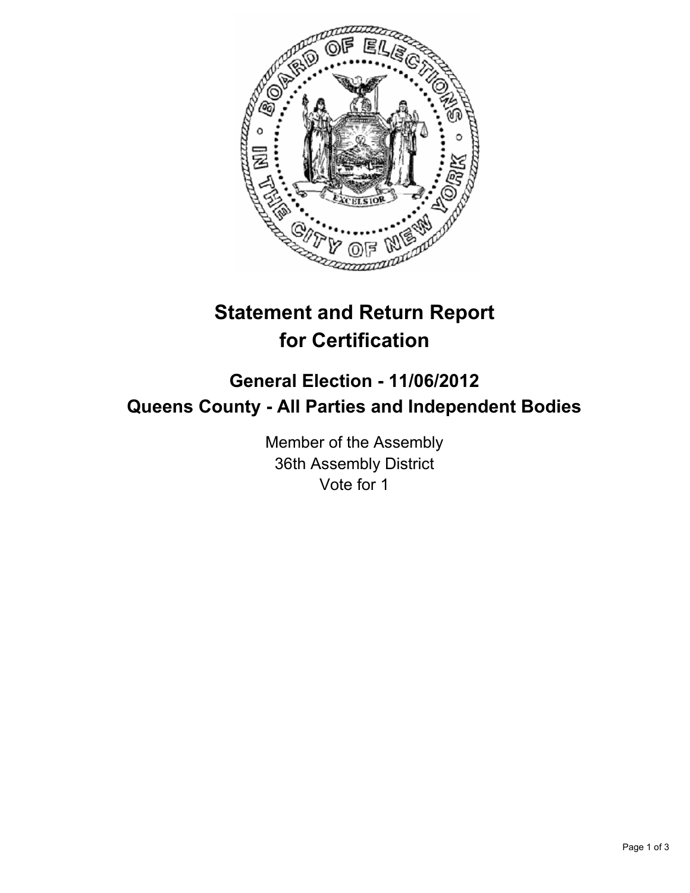# Statement and Return Report for Certification

## General Election - 11/06/2012
## Queens County - All Parties and Independent Bodies

Member of the Assembly
36th Assembly District
Vote for 1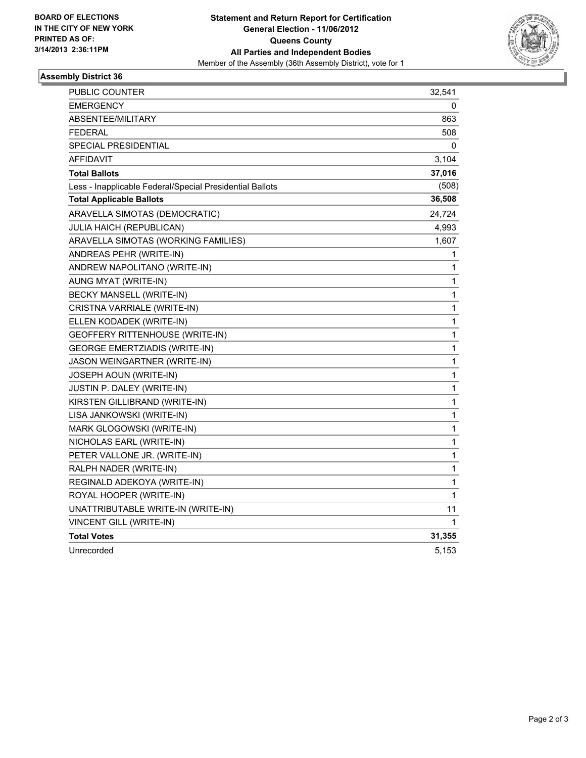**BOARD OF ELECTIONS**
**IN THE CITY OF NEW YORK**
**PRINTED AS OF:**
**3/14/2013 2:36:11PM**

**Statement and Return Report for Certification**
**General Election - 11/06/2012**
**Queens County**
**All Parties and Independent Bodies**
Member of the Assembly (36th Assembly District), vote for 1

## Assembly District 36

| | |
|---|---|
| PUBLIC COUNTER | 32,541 |
| EMERGENCY | 0 |
| ABSENTEE/MILITARY | 863 |
| FEDERAL | 508 |
| SPECIAL PRESIDENTIAL | 0 |
| AFFIDAVIT | 3,104 |
| **Total Ballots** | **37,016** |
| Less - Inapplicable Federal/Special Presidential Ballots | (508) |
| **Total Applicable Ballots** | **36,508** |
| ARAVELLA SIMOTAS (DEMOCRATIC) | 24,724 |
| JULIA HAICH (REPUBLICAN) | 4,993 |
| ARAVELLA SIMOTAS (WORKING FAMILIES) | 1,607 |
| ANDREAS PEHR (WRITE-IN) | 1 |
| ANDREW NAPOLITANO (WRITE-IN) | 1 |
| AUNG MYAT (WRITE-IN) | 1 |
| BECKY MANSELL (WRITE-IN) | 1 |
| CRISTNA VARRIALE (WRITE-IN) | 1 |
| ELLEN KODADEK (WRITE-IN) | 1 |
| GEOFFERY RITTENHOUSE (WRITE-IN) | 1 |
| GEORGE EMERTZIADIS (WRITE-IN) | 1 |
| JASON WEINGARTNER (WRITE-IN) | 1 |
| JOSEPH AOUN (WRITE-IN) | 1 |
| JUSTIN P. DALEY (WRITE-IN) | 1 |
| KIRSTEN GILLIBRAND (WRITE-IN) | 1 |
| LISA JANKOWSKI (WRITE-IN) | 1 |
| MARK GLOGOWSKI (WRITE-IN) | 1 |
| NICHOLAS EARL (WRITE-IN) | 1 |
| PETER VALLONE JR. (WRITE-IN) | 1 |
| RALPH NADER (WRITE-IN) | 1 |
| REGINALD ADEKOYA (WRITE-IN) | 1 |
| ROYAL HOOPER (WRITE-IN) | 1 |
| UNATTRIBUTABLE WRITE-IN (WRITE-IN) | 11 |
| VINCENT GILL (WRITE-IN) | 1 |
| **Total Votes** | **31,355** |
| Unrecorded | 5,153 |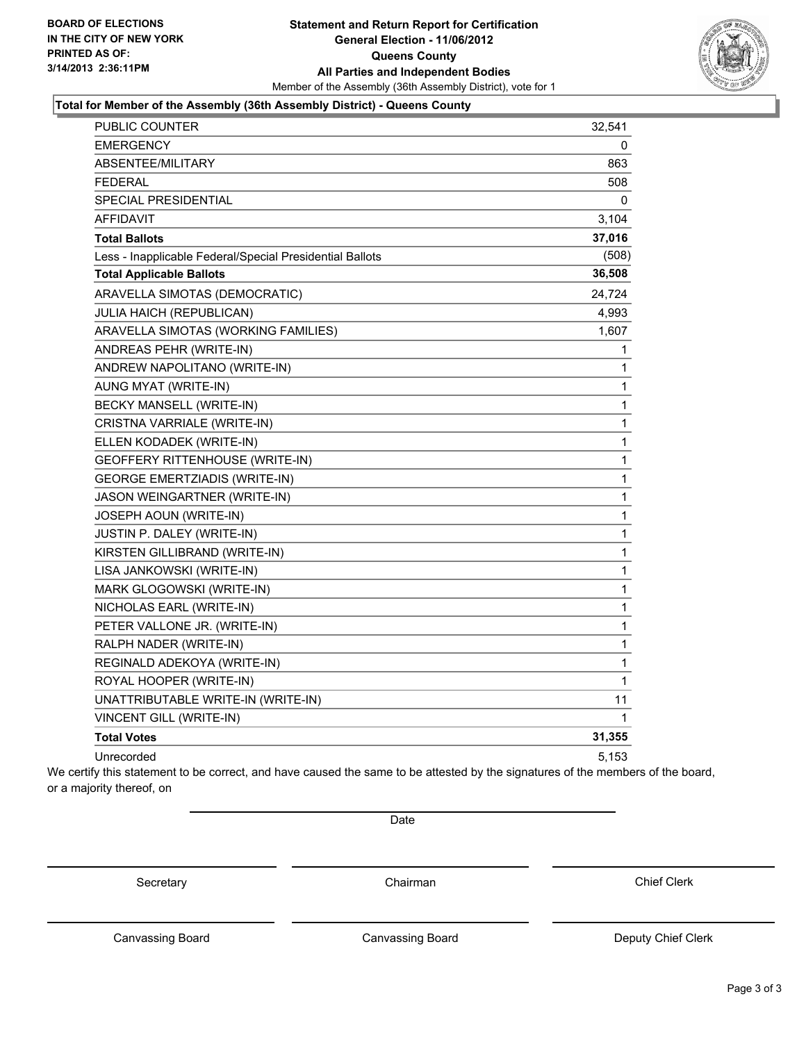**BOARD OF ELECTIONS IN THE CITY OF NEW YORK PRINTED AS OF: 3/14/2013 2:36:11PM**

**Statement and Return Report for Certification**
**General Election - 11/06/2012**
**Queens County**
**All Parties and Independent Bodies**
Member of the Assembly (36th Assembly District), vote for 1

**Total for Member of the Assembly (36th Assembly District) - Queens County**

| | |
|---|---|
| PUBLIC COUNTER | 32,541 |
| EMERGENCY | 0 |
| ABSENTEE/MILITARY | 863 |
| FEDERAL | 508 |
| SPECIAL PRESIDENTIAL | 0 |
| AFFIDAVIT | 3,104 |
| **Total Ballots** | **37,016** |
| Less - Inapplicable Federal/Special Presidential Ballots | (508) |
| **Total Applicable Ballots** | **36,508** |
| ARAVELLA SIMOTAS (DEMOCRATIC) | 24,724 |
| JULIA HAICH (REPUBLICAN) | 4,993 |
| ARAVELLA SIMOTAS (WORKING FAMILIES) | 1,607 |
| ANDREAS PEHR (WRITE-IN) | 1 |
| ANDREW NAPOLITANO (WRITE-IN) | 1 |
| AUNG MYAT (WRITE-IN) | 1 |
| BECKY MANSELL (WRITE-IN) | 1 |
| CRISTNA VARRIALE (WRITE-IN) | 1 |
| ELLEN KODADEK (WRITE-IN) | 1 |
| GEOFFERY RITTENHOUSE (WRITE-IN) | 1 |
| GEORGE EMERTZIADIS (WRITE-IN) | 1 |
| JASON WEINGARTNER (WRITE-IN) | 1 |
| JOSEPH AOUN (WRITE-IN) | 1 |
| JUSTIN P. DALEY (WRITE-IN) | 1 |
| KIRSTEN GILLIBRAND (WRITE-IN) | 1 |
| LISA JANKOWSKI (WRITE-IN) | 1 |
| MARK GLOGOWSKI (WRITE-IN) | 1 |
| NICHOLAS EARL (WRITE-IN) | 1 |
| PETER VALLONE JR. (WRITE-IN) | 1 |
| RALPH NADER (WRITE-IN) | 1 |
| REGINALD ADEKOYA (WRITE-IN) | 1 |
| ROYAL HOOPER (WRITE-IN) | 1 |
| UNATTRIBUTABLE WRITE-IN (WRITE-IN) | 11 |
| VINCENT GILL (WRITE-IN) | 1 |
| **Total Votes** | **31,355** |
| Unrecorded | 5,153 |

We certify this statement to be correct, and have caused the same to be attested by the signatures of the members of the board, or a majority thereof, on

Date

Secretary | Chairman | Chief Clerk

Canvassing Board | Canvassing Board | Deputy Chief Clerk